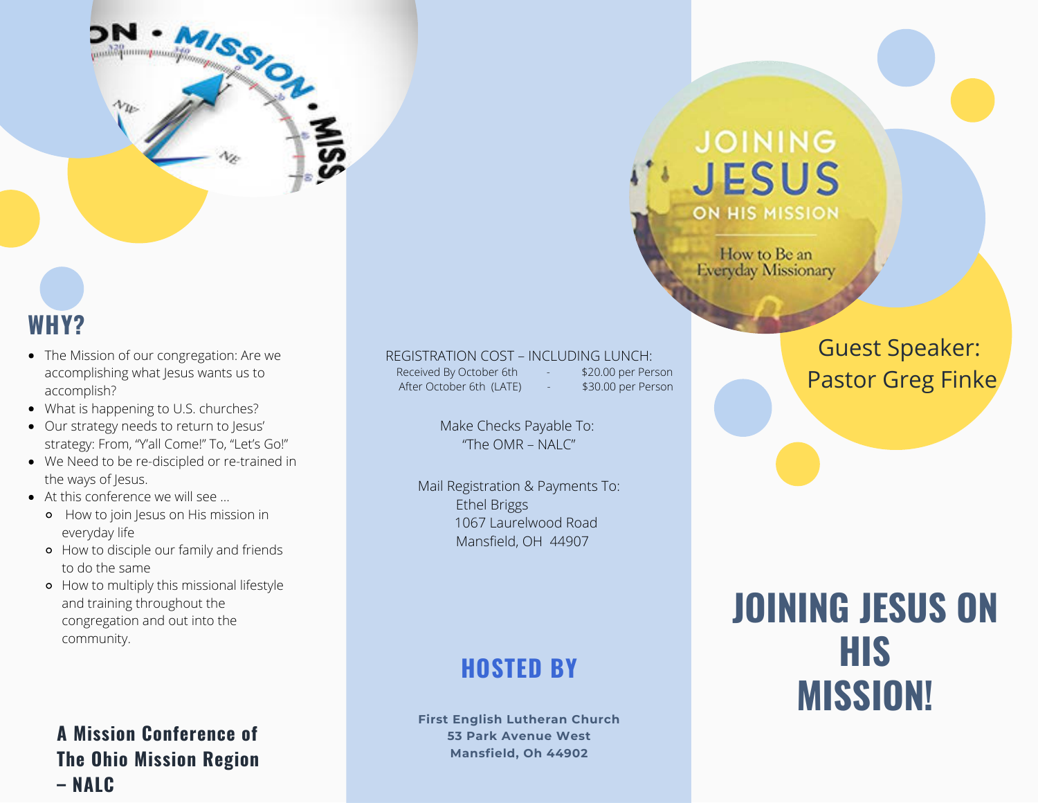## WHY?

- The Mission of our congregation: Are we accomplishing what Jesus wants us to accomplish?
- What is happening to U.S. churches?
- Our strategy needs to return to Jesus' strategy: From, "Y'all Come!" To, "Let's Go!"
- We Need to be re-discipled or re-trained in the ways of Jesus.
- At this conference we will see ...
  - How to join Jesus on His mission in everyday life
  - How to disciple our family and friends to do the same
  - How to multiply this missional lifestyle and training throughout the congregation and out into the community.

**A Mission Conference of The Ohio Mission Region – NALC**

REGISTRATION COST – INCLUDING LUNCH:

| | | |
|---|---|---|
| Received By October 6th | - | $20.00 per Person |
| After October 6th (LATE) | - | $30.00 per Person |

Make Checks Payable To:
"The OMR – NALC"

Mail Registration & Payments To:
Ethel Briggs
1067 Laurelwood Road
Mansfield, OH 44907

## HOSTED BY

**First English Lutheran Church**
**53 Park Avenue West**
**Mansfield, Oh 44902**

JOINING JESUS ON HIS MISSION

How to Be an Everyday Missionary

Guest Speaker: Pastor Greg Finke

# JOINING JESUS ON HIS MISSION!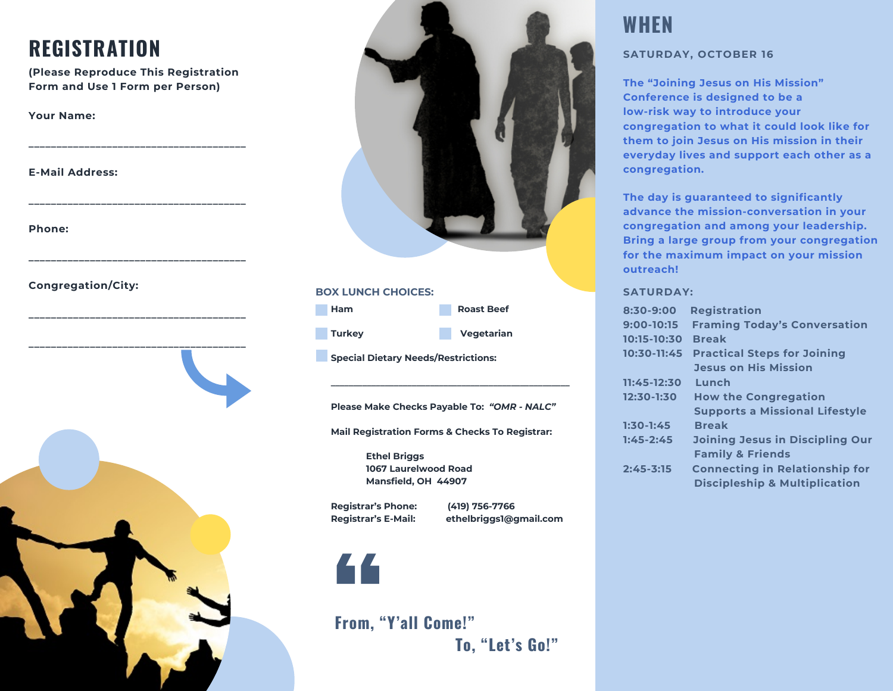# REGISTRATION

**(Please Reproduce This Registration Form and Use 1 Form per Person)**

**Your Name:**

______________________________________

**E-Mail Address:**

______________________________________

**Phone:**

______________________________________

**Congregation/City:**

______________________________________

______________________________________

**BOX LUNCH CHOICES:**

- ☐ Ham
- ☐ Roast Beef
- ☐ Turkey
- ☐ Vegetarian
- ☐ Special Dietary Needs/Restrictions:

______________________________________________

**Please Make Checks Payable To:** ***"OMR - NALC"***

**Mail Registration Forms & Checks To Registrar:**

**Ethel Briggs**
**1067 Laurelwood Road**
**Mansfield, OH 44907**

**Registrar's Phone:** (419) 756-7766
**Registrar's E-Mail:** ethelbriggs1@gmail.com

**From, "Y'all Come!"**
**To, "Let's Go!"**

# WHEN

**SATURDAY, OCTOBER 16**

The "Joining Jesus on His Mission" Conference is designed to be a low-risk way to introduce your congregation to what it could look like for them to join Jesus on His mission in their everyday lives and support each other as a congregation.

The day is guaranteed to significantly advance the mission-conversation in your congregation and among your leadership. Bring a large group from your congregation for the maximum impact on your mission outreach!

**SATURDAY:**

| | |
|---|---|
| 8:30-9:00 | Registration |
| 9:00-10:15 | Framing Today's Conversation |
| 10:15-10:30 | Break |
| 10:30-11:45 | Practical Steps for Joining Jesus on His Mission |
| 11:45-12:30 | Lunch |
| 12:30-1:30 | How the Congregation Supports a Missional Lifestyle |
| 1:30-1:45 | Break |
| 1:45-2:45 | Joining Jesus in Discipling Our Family & Friends |
| 2:45-3:15 | Connecting in Relationship for Discipleship & Multiplication |